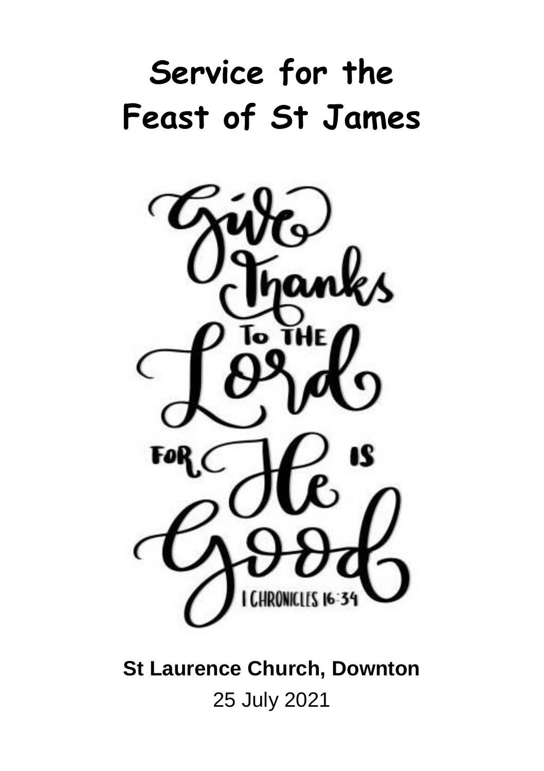# Service for the Feast of St James

Give Thanks to the Lord for He is Good

I CHRONICLES 16:34

**St Laurence Church, Downton**

25 July 2021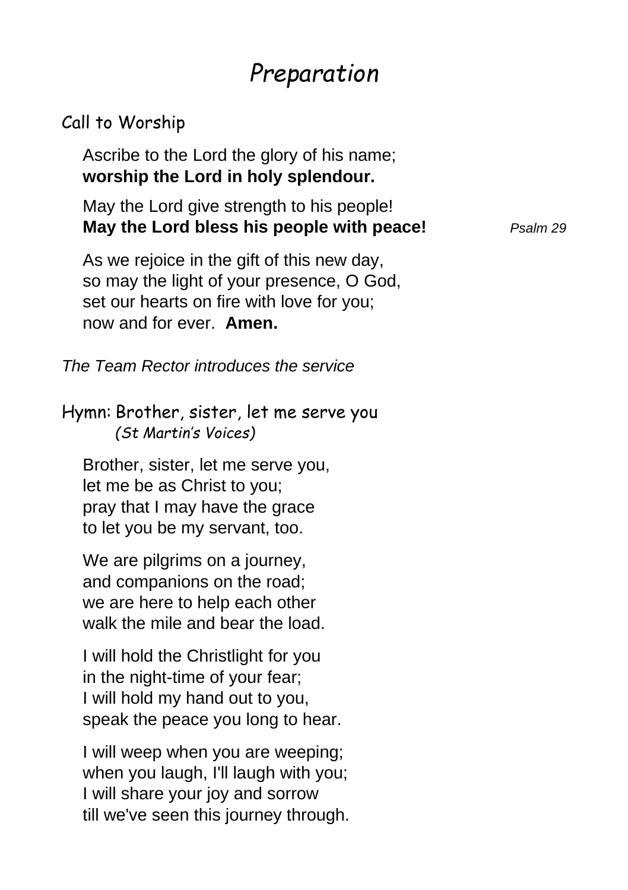# *Preparation*

## Call to Worship

Ascribe to the Lord the glory of his name;
**worship the Lord in holy splendour.**

May the Lord give strength to his people!
**May the Lord bless his people with peace!** *Psalm 29*

As we rejoice in the gift of this new day,
so may the light of your presence, O God,
set our hearts on fire with love for you;
now and for ever. **Amen.**

*The Team Rector introduces the service*

## Hymn: Brother, sister, let me serve you

*(St Martin's Voices)*

Brother, sister, let me serve you,
let me be as Christ to you;
pray that I may have the grace
to let you be my servant, too.

We are pilgrims on a journey,
and companions on the road;
we are here to help each other
walk the mile and bear the load.

I will hold the Christlight for you
in the night-time of your fear;
I will hold my hand out to you,
speak the peace you long to hear.

I will weep when you are weeping;
when you laugh, I'll laugh with you;
I will share your joy and sorrow
till we've seen this journey through.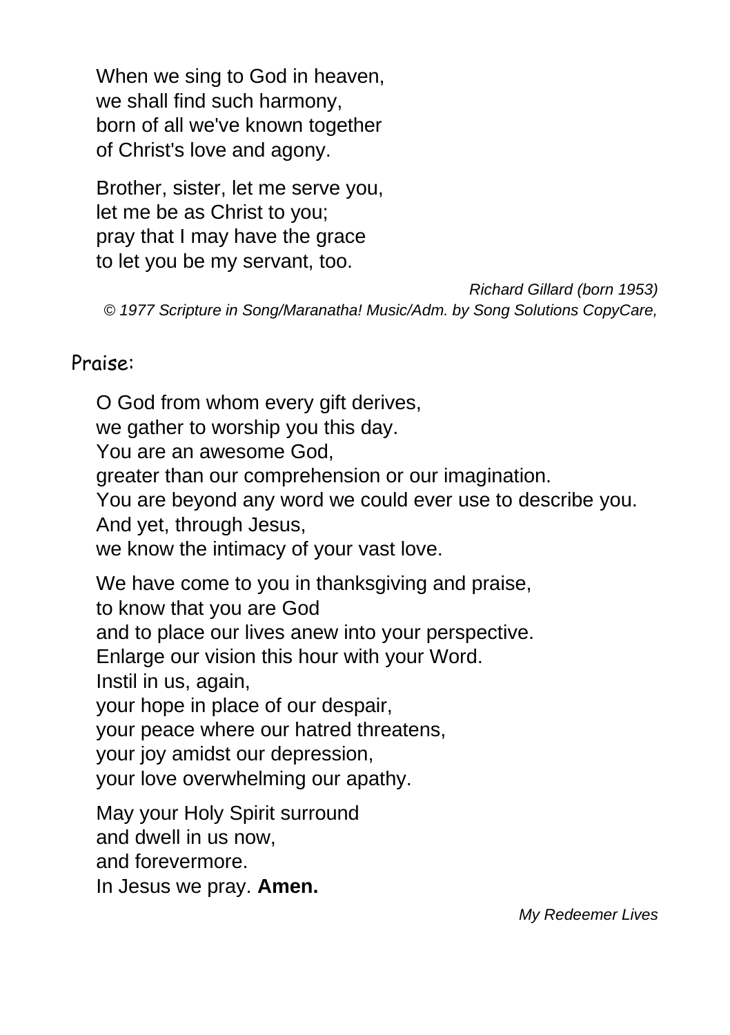When we sing to God in heaven,  
we shall find such harmony,  
born of all we've known together  
of Christ's love and agony.

Brother, sister, let me serve you,  
let me be as Christ to you;  
pray that I may have the grace  
to let you be my servant, too.

*Richard Gillard (born 1953)*  
*© 1977 Scripture in Song/Maranatha! Music/Adm. by Song Solutions CopyCare,*

## Praise:

O God from whom every gift derives,  
we gather to worship you this day.  
You are an awesome God,  
greater than our comprehension or our imagination.  
You are beyond any word we could ever use to describe you.  
And yet, through Jesus,  
we know the intimacy of your vast love.

We have come to you in thanksgiving and praise,  
to know that you are God  
and to place our lives anew into your perspective.  
Enlarge our vision this hour with your Word.  
Instil in us, again,  
your hope in place of our despair,  
your peace where our hatred threatens,  
your joy amidst our depression,  
your love overwhelming our apathy.

May your Holy Spirit surround  
and dwell in us now,  
and forevermore.  
In Jesus we pray. **Amen.**

*My Redeemer Lives*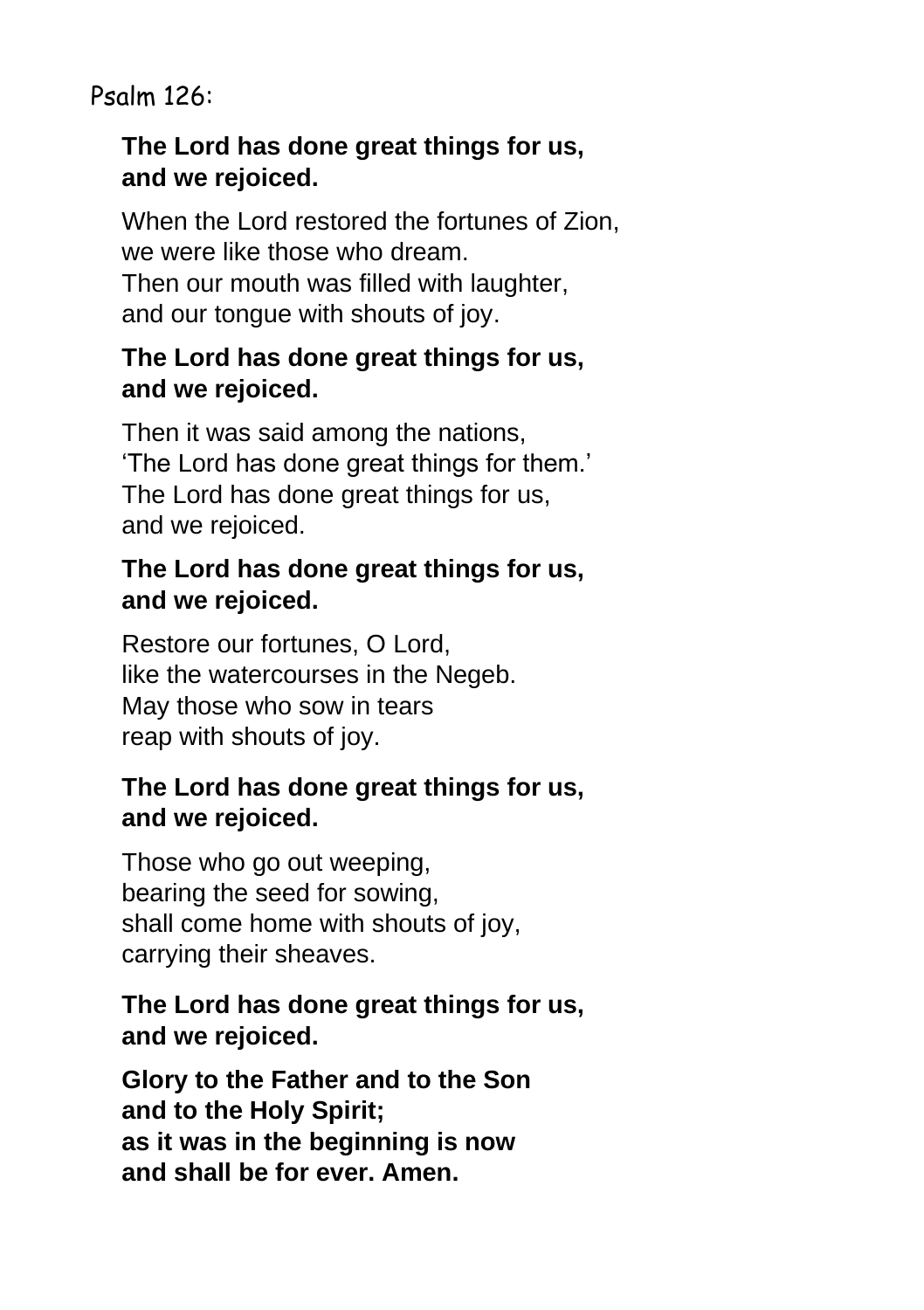Psalm 126:

**The Lord has done great things for us,**
**and we rejoiced.**

When the Lord restored the fortunes of Zion,
we were like those who dream.
Then our mouth was filled with laughter,
and our tongue with shouts of joy.

**The Lord has done great things for us,**
**and we rejoiced.**

Then it was said among the nations,
'The Lord has done great things for them.'
The Lord has done great things for us,
and we rejoiced.

**The Lord has done great things for us,**
**and we rejoiced.**

Restore our fortunes, O Lord,
like the watercourses in the Negeb.
May those who sow in tears
reap with shouts of joy.

**The Lord has done great things for us,**
**and we rejoiced.**

Those who go out weeping,
bearing the seed for sowing,
shall come home with shouts of joy,
carrying their sheaves.

**The Lord has done great things for us,**
**and we rejoiced.**

**Glory to the Father and to the Son**
**and to the Holy Spirit;**
**as it was in the beginning is now**
**and shall be for ever. Amen.**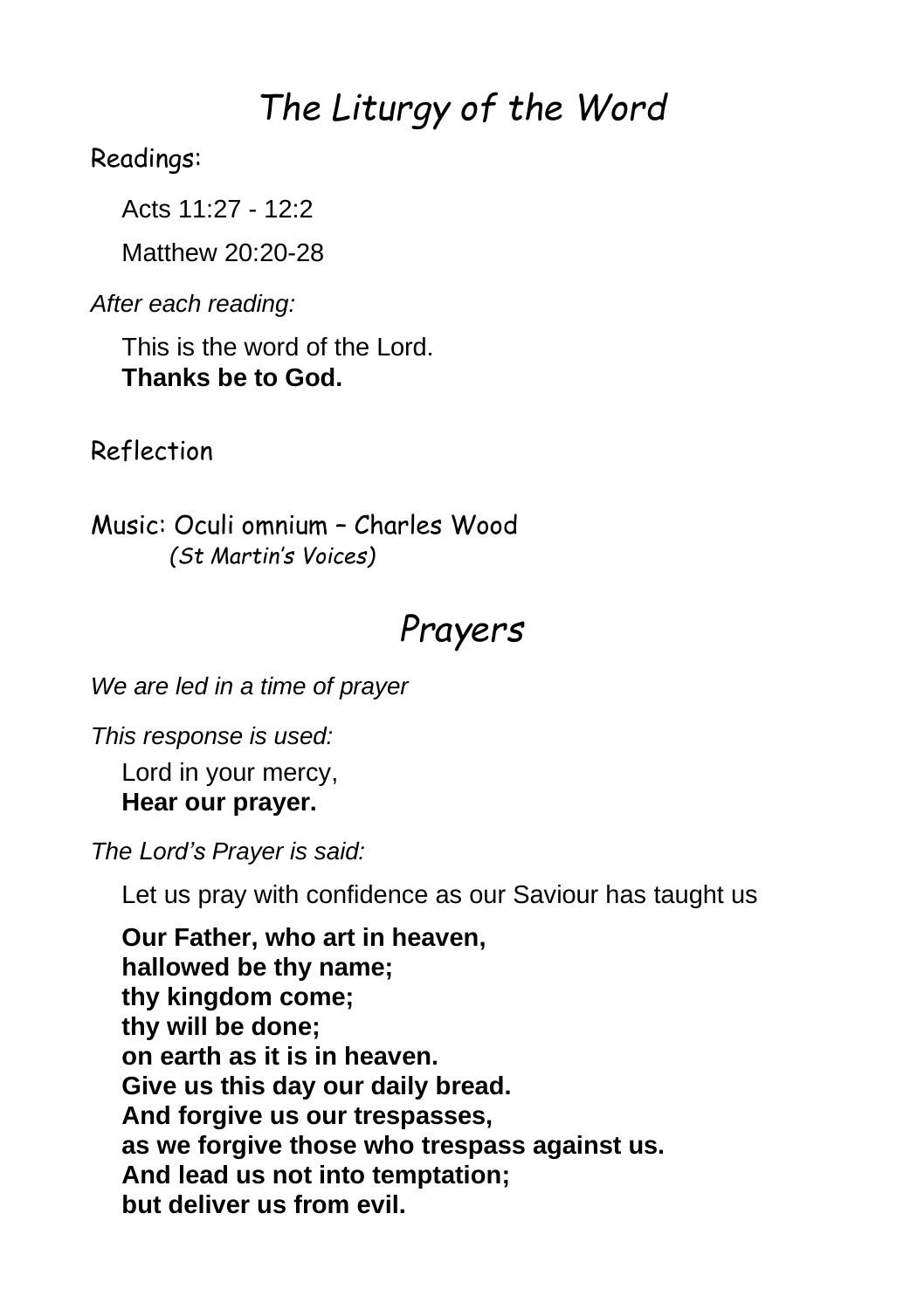# *The Liturgy of the Word*

Readings:

Acts 11:27 - 12:2

Matthew 20:20-28

*After each reading:*

This is the word of the Lord.
**Thanks be to God.**

Reflection

Music: Oculi omnium – Charles Wood
*(St Martin's Voices)*

# *Prayers*

*We are led in a time of prayer*

*This response is used:*

Lord in your mercy,
**Hear our prayer.**

*The Lord's Prayer is said:*

Let us pray with confidence as our Saviour has taught us

**Our Father, who art in heaven,**
**hallowed be thy name;**
**thy kingdom come;**
**thy will be done;**
**on earth as it is in heaven.**
**Give us this day our daily bread.**
**And forgive us our trespasses,**
**as we forgive those who trespass against us.**
**And lead us not into temptation;**
**but deliver us from evil.**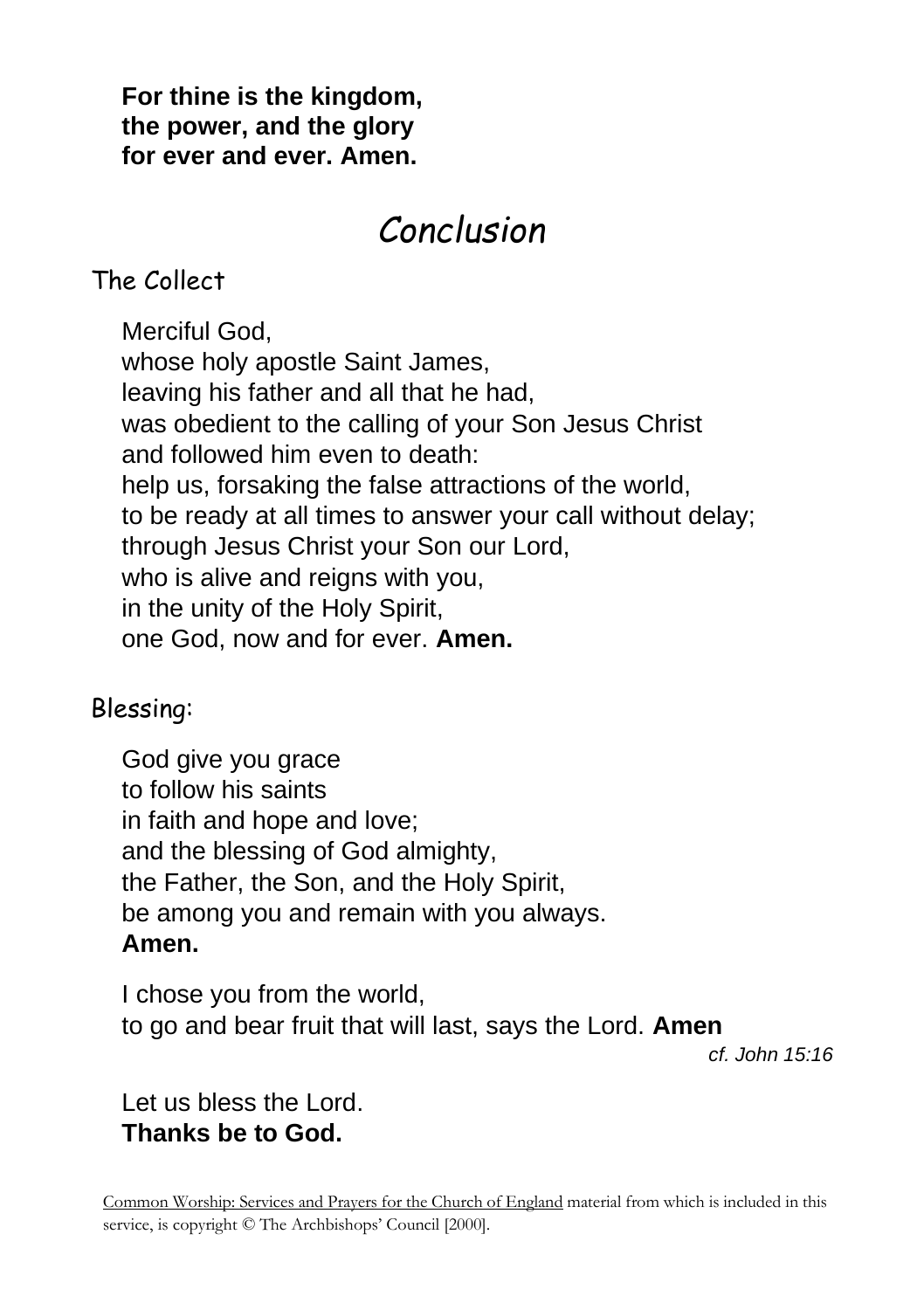**For thine is the kingdom,**
**the power, and the glory**
**for ever and ever. Amen.**

# *Conclusion*

## The Collect

Merciful God,
whose holy apostle Saint James,
leaving his father and all that he had,
was obedient to the calling of your Son Jesus Christ
and followed him even to death:
help us, forsaking the false attractions of the world,
to be ready at all times to answer your call without delay;
through Jesus Christ your Son our Lord,
who is alive and reigns with you,
in the unity of the Holy Spirit,
one God, now and for ever. **Amen.**

## Blessing:

God give you grace
to follow his saints
in faith and hope and love;
and the blessing of God almighty,
the Father, the Son, and the Holy Spirit,
be among you and remain with you always.
**Amen.**

I chose you from the world,
to go and bear fruit that will last, says the Lord. **Amen**

*cf. John 15:16*

Let us bless the Lord.
**Thanks be to God.**

Common Worship: Services and Prayers for the Church of England material from which is included in this service, is copyright © The Archbishops' Council [2000].